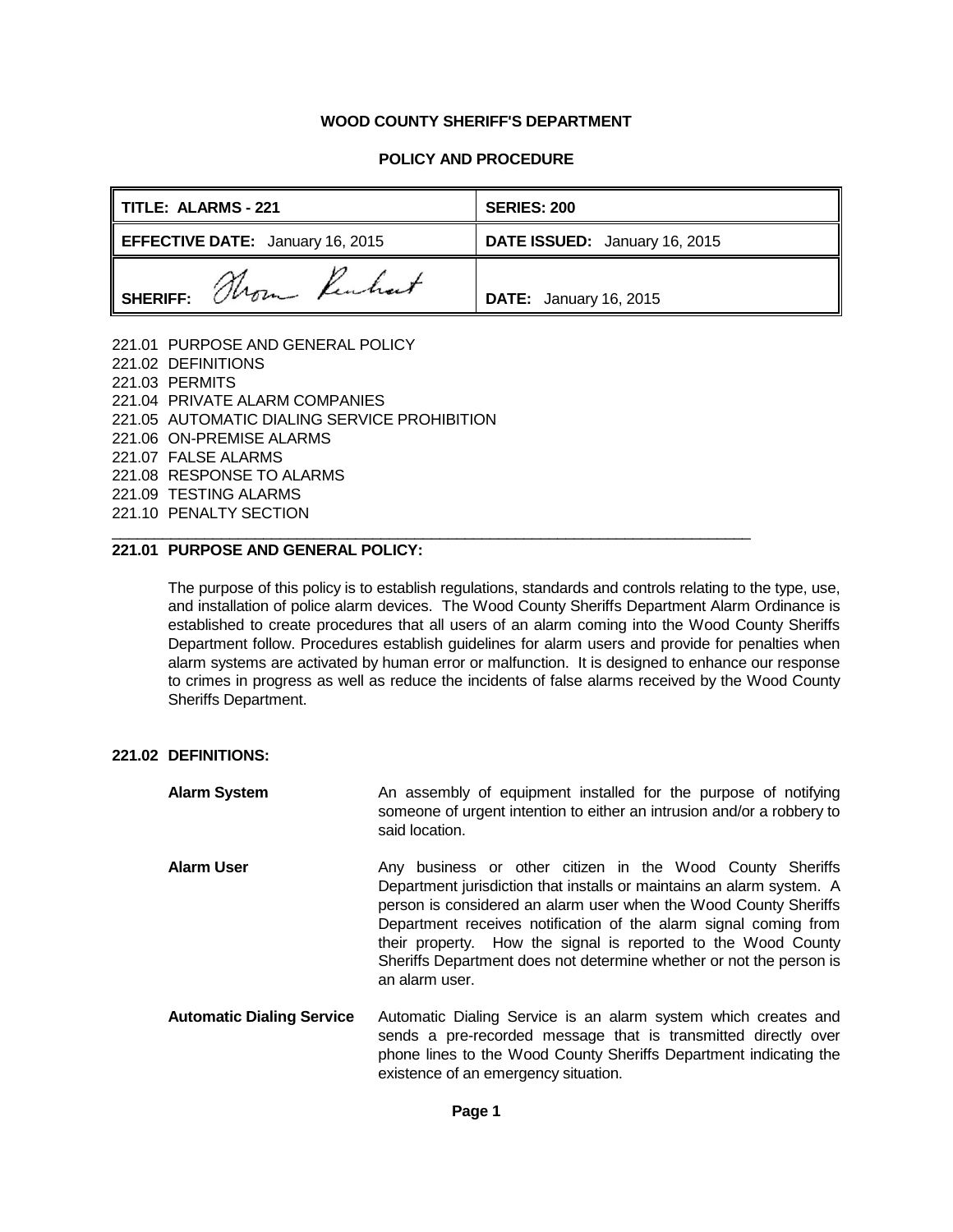**WOOD COUNTY SHERIFF'S DEPARTMENT**

**POLICY AND PROCEDURE**

| **TITLE: ALARMS - 221** | **SERIES: 200** |
|---|---|
| **EFFECTIVE DATE:** January 16, 2015 | **DATE ISSUED:** January 16, 2015 |
| **SHERIFF:** Thom Reinhart | **DATE:** January 16, 2015 |

221.01 PURPOSE AND GENERAL POLICY
221.02 DEFINITIONS
221.03 PERMITS
221.04 PRIVATE ALARM COMPANIES
221.05 AUTOMATIC DIALING SERVICE PROHIBITION
221.06 ON-PREMISE ALARMS
221.07 FALSE ALARMS
221.08 RESPONSE TO ALARMS
221.09 TESTING ALARMS
221.10 PENALTY SECTION

---

## 221.01 PURPOSE AND GENERAL POLICY:

The purpose of this policy is to establish regulations, standards and controls relating to the type, use, and installation of police alarm devices. The Wood County Sheriffs Department Alarm Ordinance is established to create procedures that all users of an alarm coming into the Wood County Sheriffs Department follow. Procedures establish guidelines for alarm users and provide for penalties when alarm systems are activated by human error or malfunction. It is designed to enhance our response to crimes in progress as well as reduce the incidents of false alarms received by the Wood County Sheriffs Department.

## 221.02 DEFINITIONS:

**Alarm System** — An assembly of equipment installed for the purpose of notifying someone of urgent intention to either an intrusion and/or a robbery to said location.

**Alarm User** — Any business or other citizen in the Wood County Sheriffs Department jurisdiction that installs or maintains an alarm system. A person is considered an alarm user when the Wood County Sheriffs Department receives notification of the alarm signal coming from their property. How the signal is reported to the Wood County Sheriffs Department does not determine whether or not the person is an alarm user.

**Automatic Dialing Service** — Automatic Dialing Service is an alarm system which creates and sends a pre-recorded message that is transmitted directly over phone lines to the Wood County Sheriffs Department indicating the existence of an emergency situation.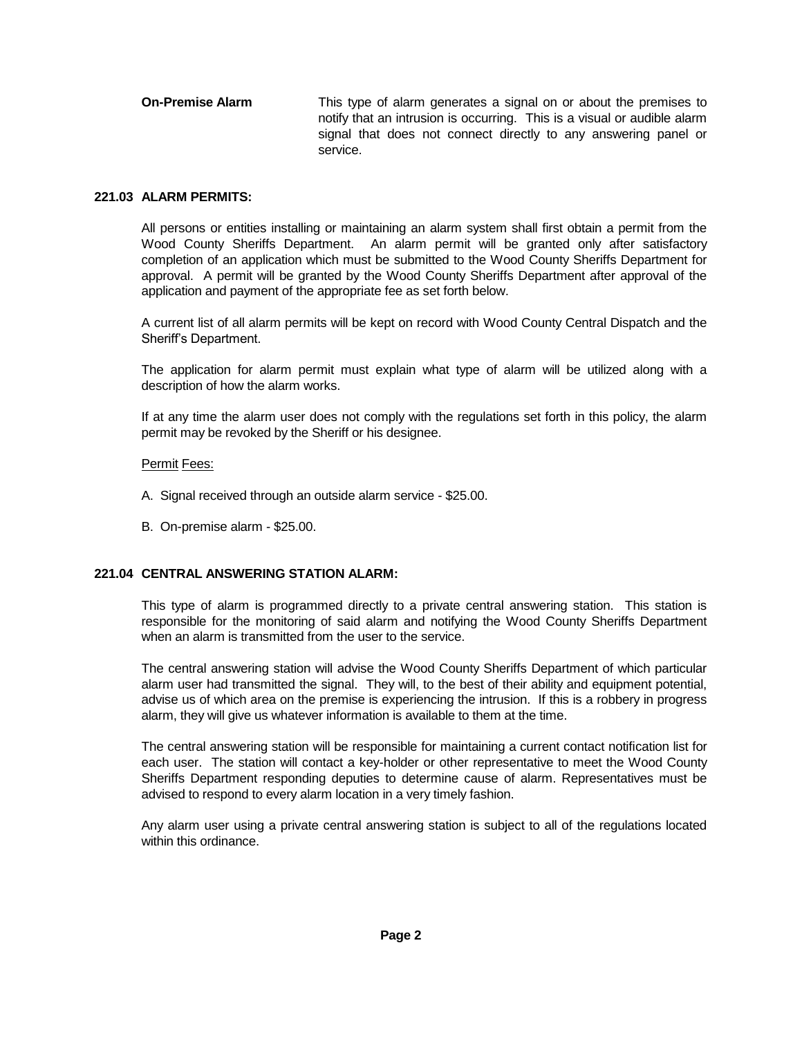**On-Premise Alarm** This type of alarm generates a signal on or about the premises to notify that an intrusion is occurring. This is a visual or audible alarm signal that does not connect directly to any answering panel or service.

### 221.03 ALARM PERMITS:

All persons or entities installing or maintaining an alarm system shall first obtain a permit from the Wood County Sheriffs Department. An alarm permit will be granted only after satisfactory completion of an application which must be submitted to the Wood County Sheriffs Department for approval. A permit will be granted by the Wood County Sheriffs Department after approval of the application and payment of the appropriate fee as set forth below.

A current list of all alarm permits will be kept on record with Wood County Central Dispatch and the Sheriff's Department.

The application for alarm permit must explain what type of alarm will be utilized along with a description of how the alarm works.

If at any time the alarm user does not comply with the regulations set forth in this policy, the alarm permit may be revoked by the Sheriff or his designee.

Permit Fees:

A. Signal received through an outside alarm service - $25.00.

B. On-premise alarm - $25.00.

### 221.04 CENTRAL ANSWERING STATION ALARM:

This type of alarm is programmed directly to a private central answering station. This station is responsible for the monitoring of said alarm and notifying the Wood County Sheriffs Department when an alarm is transmitted from the user to the service.

The central answering station will advise the Wood County Sheriffs Department of which particular alarm user had transmitted the signal. They will, to the best of their ability and equipment potential, advise us of which area on the premise is experiencing the intrusion. If this is a robbery in progress alarm, they will give us whatever information is available to them at the time.

The central answering station will be responsible for maintaining a current contact notification list for each user. The station will contact a key-holder or other representative to meet the Wood County Sheriffs Department responding deputies to determine cause of alarm. Representatives must be advised to respond to every alarm location in a very timely fashion.

Any alarm user using a private central answering station is subject to all of the regulations located within this ordinance.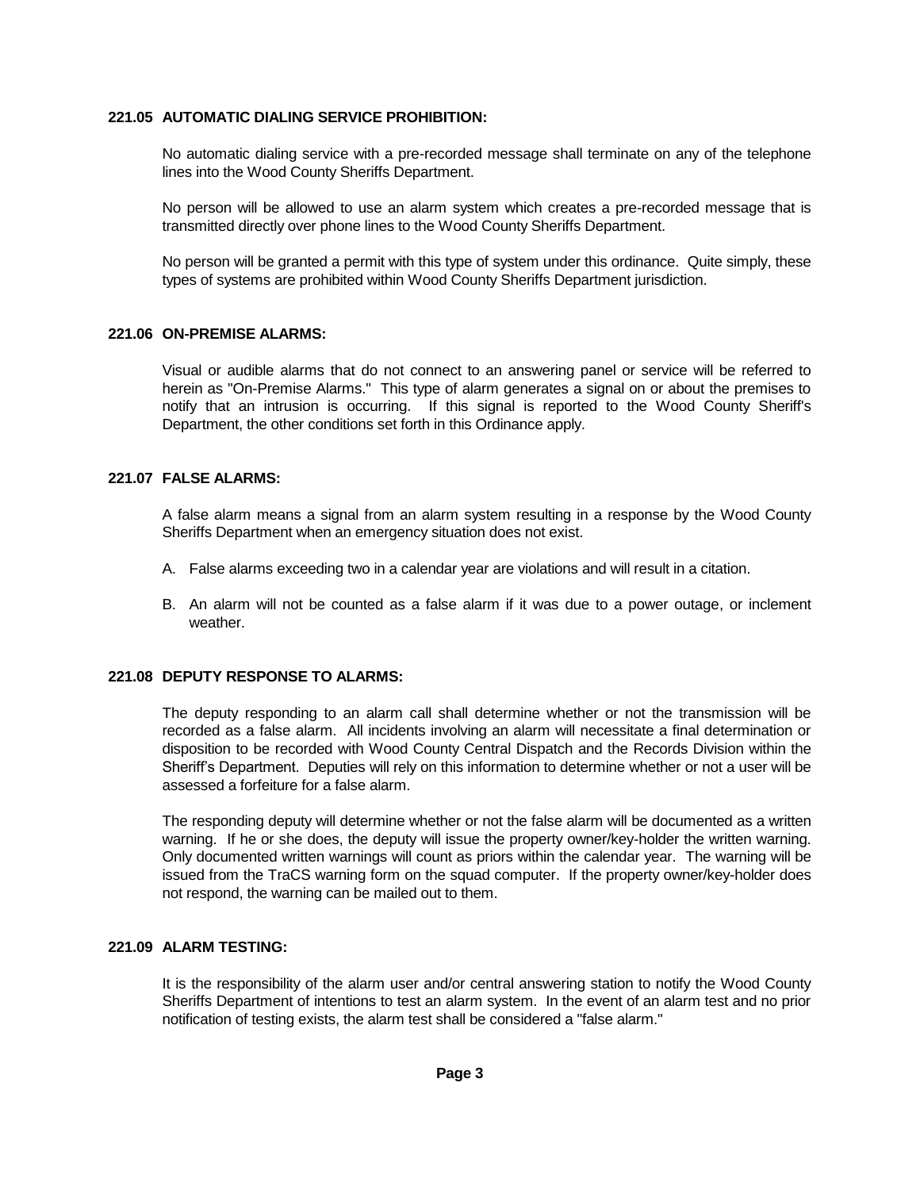### 221.05 AUTOMATIC DIALING SERVICE PROHIBITION:

No automatic dialing service with a pre-recorded message shall terminate on any of the telephone lines into the Wood County Sheriffs Department.

No person will be allowed to use an alarm system which creates a pre-recorded message that is transmitted directly over phone lines to the Wood County Sheriffs Department.

No person will be granted a permit with this type of system under this ordinance. Quite simply, these types of systems are prohibited within Wood County Sheriffs Department jurisdiction.

### 221.06 ON-PREMISE ALARMS:

Visual or audible alarms that do not connect to an answering panel or service will be referred to herein as "On-Premise Alarms." This type of alarm generates a signal on or about the premises to notify that an intrusion is occurring. If this signal is reported to the Wood County Sheriff's Department, the other conditions set forth in this Ordinance apply.

### 221.07 FALSE ALARMS:

A false alarm means a signal from an alarm system resulting in a response by the Wood County Sheriffs Department when an emergency situation does not exist.

A. False alarms exceeding two in a calendar year are violations and will result in a citation.

B. An alarm will not be counted as a false alarm if it was due to a power outage, or inclement weather.

### 221.08 DEPUTY RESPONSE TO ALARMS:

The deputy responding to an alarm call shall determine whether or not the transmission will be recorded as a false alarm. All incidents involving an alarm will necessitate a final determination or disposition to be recorded with Wood County Central Dispatch and the Records Division within the Sheriff's Department. Deputies will rely on this information to determine whether or not a user will be assessed a forfeiture for a false alarm.

The responding deputy will determine whether or not the false alarm will be documented as a written warning. If he or she does, the deputy will issue the property owner/key-holder the written warning. Only documented written warnings will count as priors within the calendar year. The warning will be issued from the TraCS warning form on the squad computer. If the property owner/key-holder does not respond, the warning can be mailed out to them.

### 221.09 ALARM TESTING:

It is the responsibility of the alarm user and/or central answering station to notify the Wood County Sheriffs Department of intentions to test an alarm system. In the event of an alarm test and no prior notification of testing exists, the alarm test shall be considered a "false alarm."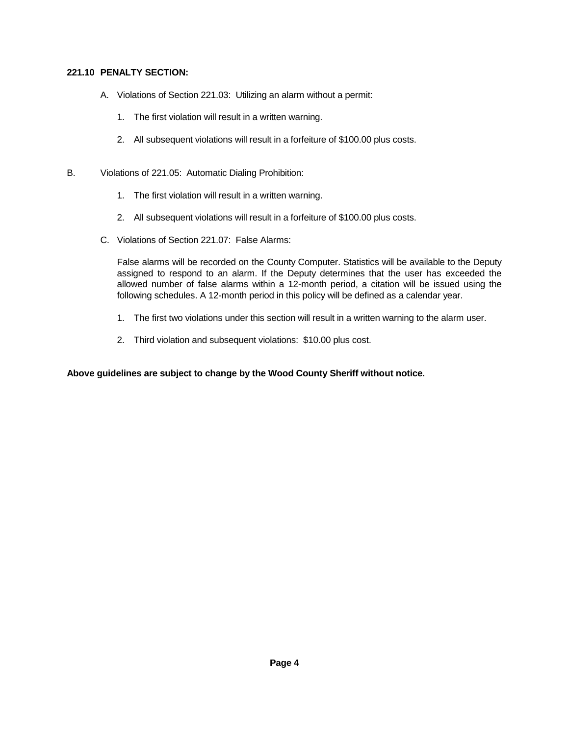**221.10 PENALTY SECTION:**

A. Violations of Section 221.03: Utilizing an alarm without a permit:

1. The first violation will result in a written warning.
2. All subsequent violations will result in a forfeiture of $100.00 plus costs.

B. Violations of 221.05: Automatic Dialing Prohibition:

1. The first violation will result in a written warning.
2. All subsequent violations will result in a forfeiture of $100.00 plus costs.

C. Violations of Section 221.07: False Alarms:

False alarms will be recorded on the County Computer. Statistics will be available to the Deputy assigned to respond to an alarm. If the Deputy determines that the user has exceeded the allowed number of false alarms within a 12-month period, a citation will be issued using the following schedules. A 12-month period in this policy will be defined as a calendar year.

1. The first two violations under this section will result in a written warning to the alarm user.
2. Third violation and subsequent violations: $10.00 plus cost.

**Above guidelines are subject to change by the Wood County Sheriff without notice.**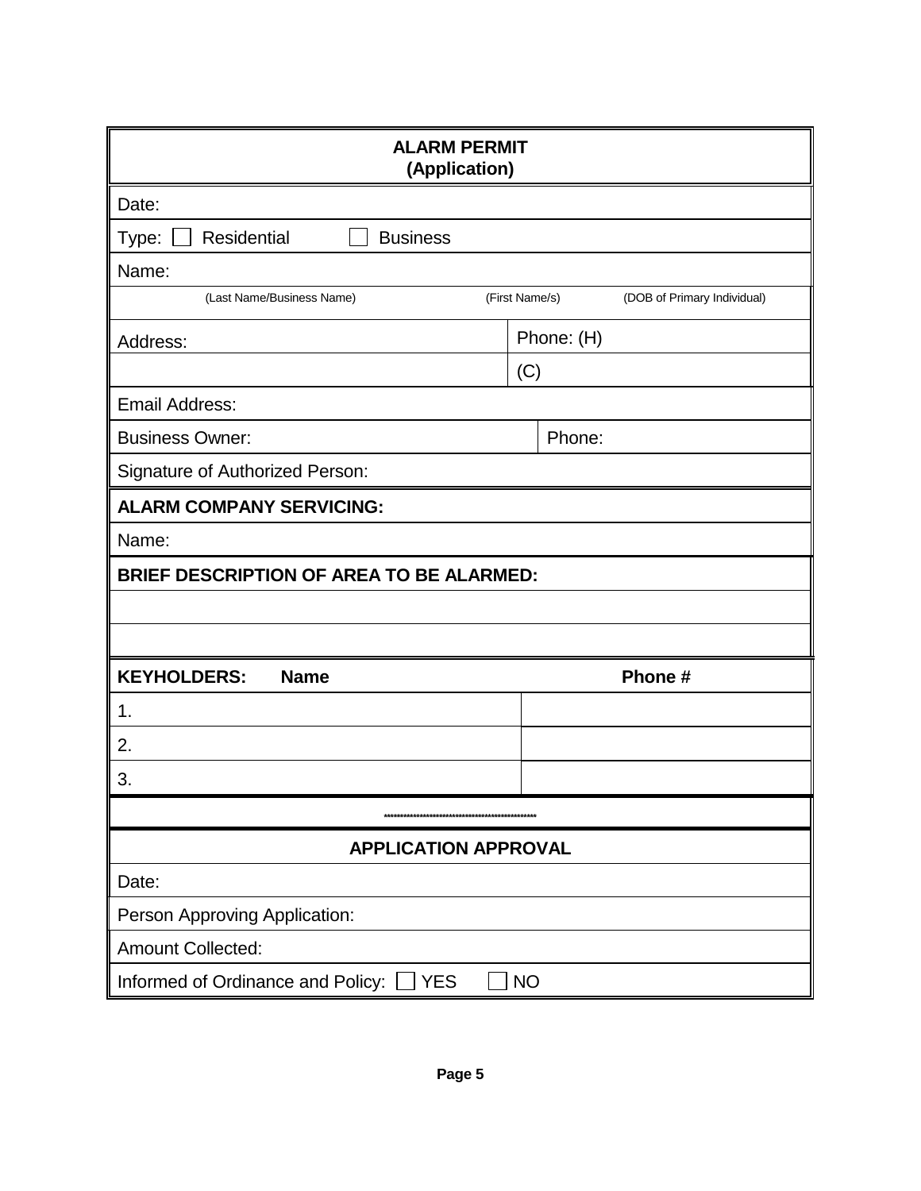## ALARM PERMIT
## (Application)

Date:

Type: ☐ Residential ☐ Business

Name:

(Last Name/Business Name) (First Name/s) (DOB of Primary Individual)

| | |
|---|---|
| Address: | Phone: (H) |
| | (C) |

Email Address:

| | |
|---|---|
| Business Owner: | Phone: |

Signature of Authorized Person:

**ALARM COMPANY SERVICING:**

Name:

**BRIEF DESCRIPTION OF AREA TO BE ALARMED:**

| **KEYHOLDERS: Name** | **Phone #** |
|---|---|
| 1. | |
| 2. | |
| 3. | |

**********************************************

### APPLICATION APPROVAL

Date:

Person Approving Application:

Amount Collected:

Informed of Ordinance and Policy: ☐ YES ☐ NO